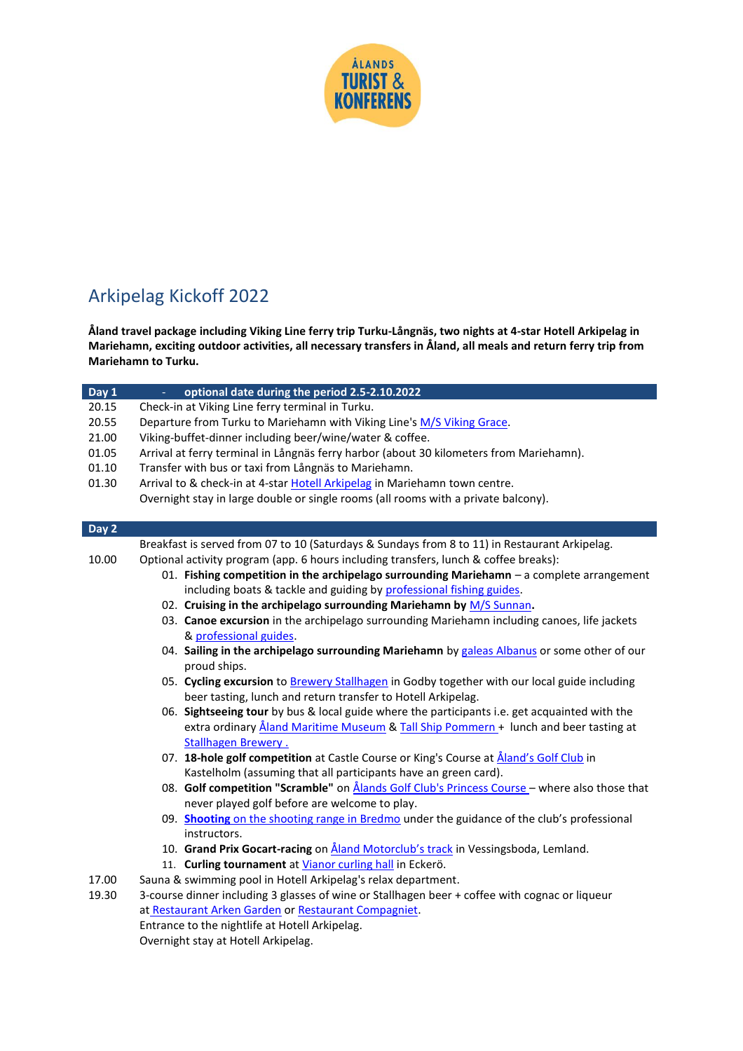# Arkipelag Kickoff 2022

**Åland travel package including Viking Line ferry trip Turku-Långnäs, two nights at 4-star Hotell Arkipelag in Mariehamn, exciting outdoor activities, all necessary transfers in Åland, all meals and return ferry trip from Mariehamn to Turku.**

| **Day 1** | - **optional date during the period 2.5-2.10.2022** |
|---|---|
| 20.15 | Check-in at Viking Line ferry terminal in Turku. |
| 20.55 | Departure from Turku to Mariehamn with Viking Line's M/S Viking Grace. |
| 21.00 | Viking-buffet-dinner including beer/wine/water & coffee. |
| 01.05 | Arrival at ferry terminal in Långnäs ferry harbor (about 30 kilometers from Mariehamn). |
| 01.10 | Transfer with bus or taxi from Långnäs to Mariehamn. |
| 01.30 | Arrival to & check-in at 4-star Hotell Arkipelag in Mariehamn town centre. Overnight stay in large double or single rooms (all rooms with a private balcony). |

**Day 2**

Breakfast is served from 07 to 10 (Saturdays & Sundays from 8 to 11) in Restaurant Arkipelag.

10.00 Optional activity program (app. 6 hours including transfers, lunch & coffee breaks):

01. **Fishing competition in the archipelago surrounding Mariehamn** – a complete arrangement including boats & tackle and guiding by professional fishing guides.
02. **Cruising in the archipelago surrounding Mariehamn by** M/S Sunnan**.**
03. **Canoe excursion** in the archipelago surrounding Mariehamn including canoes, life jackets & professional guides.
04. **Sailing in the archipelago surrounding Mariehamn** by galeas Albanus or some other of our proud ships.
05. **Cycling excursion** to Brewery Stallhagen in Godby together with our local guide including beer tasting, lunch and return transfer to Hotell Arkipelag.
06. **Sightseeing tour** by bus & local guide where the participants i.e. get acquainted with the extra ordinary Åland Maritime Museum & Tall Ship Pommern + lunch and beer tasting at Stallhagen Brewery .
07. **18-hole golf competition** at Castle Course or King's Course at Åland's Golf Club in Kastelholm (assuming that all participants have an green card).
08. **Golf competition "Scramble"** on Ålands Golf Club's Princess Course – where also those that never played golf before are welcome to play.
09. **Shooting** on the shooting range in Bredmo under the guidance of the club's professional instructors.
10. **Grand Prix Gocart-racing** on Åland Motorclub's track in Vessingsboda, Lemland.
11. **Curling tournament** at Vianor curling hall in Eckerö.

17.00 Sauna & swimming pool in Hotell Arkipelag's relax department.

19.30 3-course dinner including 3 glasses of wine or Stallhagen beer + coffee with cognac or liqueur at Restaurant Arken Garden or Restaurant Compagniet.
Entrance to the nightlife at Hotell Arkipelag.
Overnight stay at Hotell Arkipelag.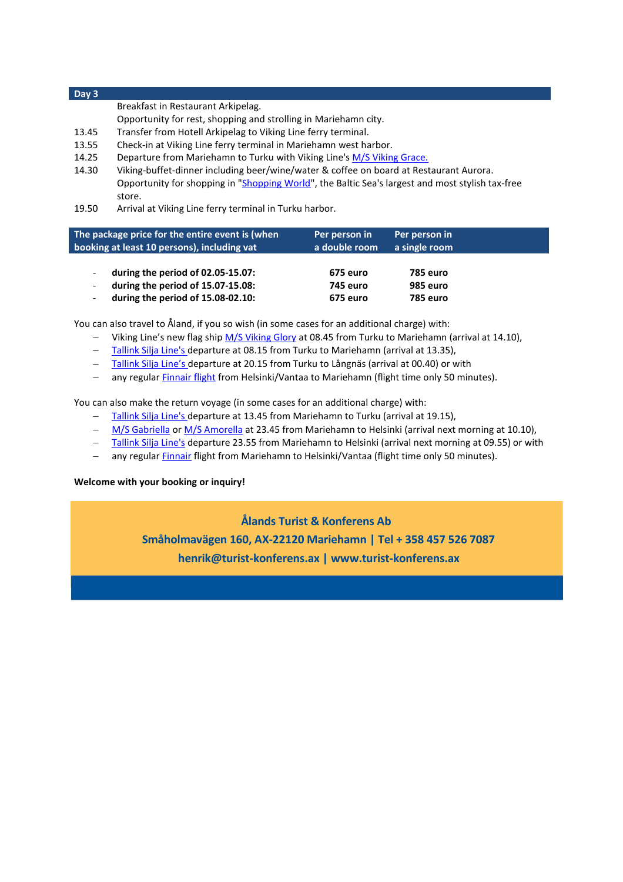## Day 3

| | |
|---|---|
| | Breakfast in Restaurant Arkipelag. |
| | Opportunity for rest, shopping and strolling in Mariehamn city. |
| 13.45 | Transfer from Hotell Arkipelag to Viking Line ferry terminal. |
| 13.55 | Check-in at Viking Line ferry terminal in Mariehamn west harbor. |
| 14.25 | Departure from Mariehamn to Turku with Viking Line's M/S Viking Grace. |
| 14.30 | Viking-buffet-dinner including beer/wine/water & coffee on board at Restaurant Aurora. Opportunity for shopping in "Shopping World", the Baltic Sea's largest and most stylish tax-free store. |
| 19.50 | Arrival at Viking Line ferry terminal in Turku harbor. |

| The package price for the entire event is (when booking at least 10 persons), including vat | Per person in a double room | Per person in a single room |
|---|---|---|
| - **during the period of 02.05-15.07:** | **675 euro** | **785 euro** |
| - **during the period of 15.07-15.08:** | **745 euro** | **985 euro** |
| - **during the period of 15.08-02.10:** | **675 euro** | **785 euro** |

You can also travel to Åland, if you so wish (in some cases for an additional charge) with:

- Viking Line's new flag ship M/S Viking Glory at 08.45 from Turku to Mariehamn (arrival at 14.10),
- Tallink Silja Line's departure at 08.15 from Turku to Mariehamn (arrival at 13.35),
- Tallink Silja Line's departure at 20.15 from Turku to Långnäs (arrival at 00.40) or with
- any regular Finnair flight from Helsinki/Vantaa to Mariehamn (flight time only 50 minutes).

You can also make the return voyage (in some cases for an additional charge) with:

- Tallink Silja Line's departure at 13.45 from Mariehamn to Turku (arrival at 19.15),
- M/S Gabriella or M/S Amorella at 23.45 from Mariehamn to Helsinki (arrival next morning at 10.10),
- Tallink Silja Line's departure 23.55 from Mariehamn to Helsinki (arrival next morning at 09.55) or with
- any regular Finnair flight from Mariehamn to Helsinki/Vantaa (flight time only 50 minutes).

**Welcome with your booking or inquiry!**

**Ålands Turist & Konferens Ab**

**Småholmavägen 160, AX-22120 Mariehamn | Tel + 358 457 526 7087**

**henrik@turist-konferens.ax | www.turist-konferens.ax**